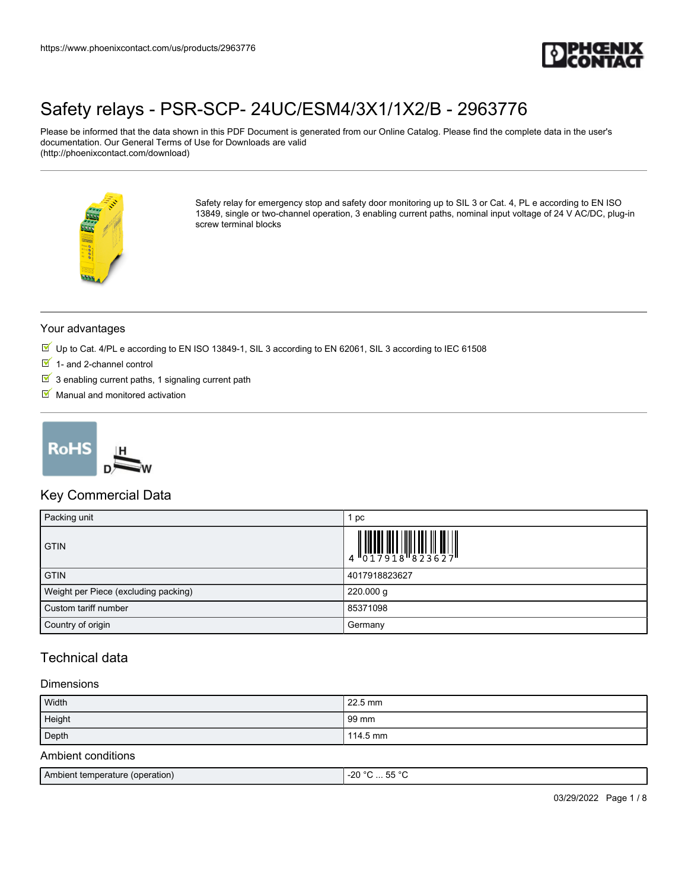# Safety relays - PSR-SCP- 24UC/ESM4/3X1/1X2/B - 2963776

Please be informed that the data shown in this PDF Document is generated from our Online Catalog. Please find the complete data in the user's documentation. Our General Terms of Use for Downloads are valid (http://phoenixcontact.com/download)

Safety relay for emergency stop and safety door monitoring up to SIL 3 or Cat. 4, PL e according to EN ISO 13849, single or two-channel operation, 3 enabling current paths, nominal input voltage of 24 V AC/DC, plug-in screw terminal blocks

## Your advantages

- Up to Cat. 4/PL e according to EN ISO 13849-1, SIL 3 according to EN 62061, SIL 3 according to IEC 61508
- 1- and 2-channel control
- 3 enabling current paths, 1 signaling current path
- Manual and monitored activation

## Key Commercial Data

| Packing unit | 1 pc |
|---|---|
| GTIN | 4 017918 823627 |
| GTIN | 4017918823627 |
| Weight per Piece (excluding packing) | 220.000 g |
| Custom tariff number | 85371098 |
| Country of origin | Germany |

## Technical data

### Dimensions

| Width | 22.5 mm |
|---|---|
| Height | 99 mm |
| Depth | 114.5 mm |

### Ambient conditions

| Ambient temperature (operation) | -20 °C ... 55 °C |
|---|---|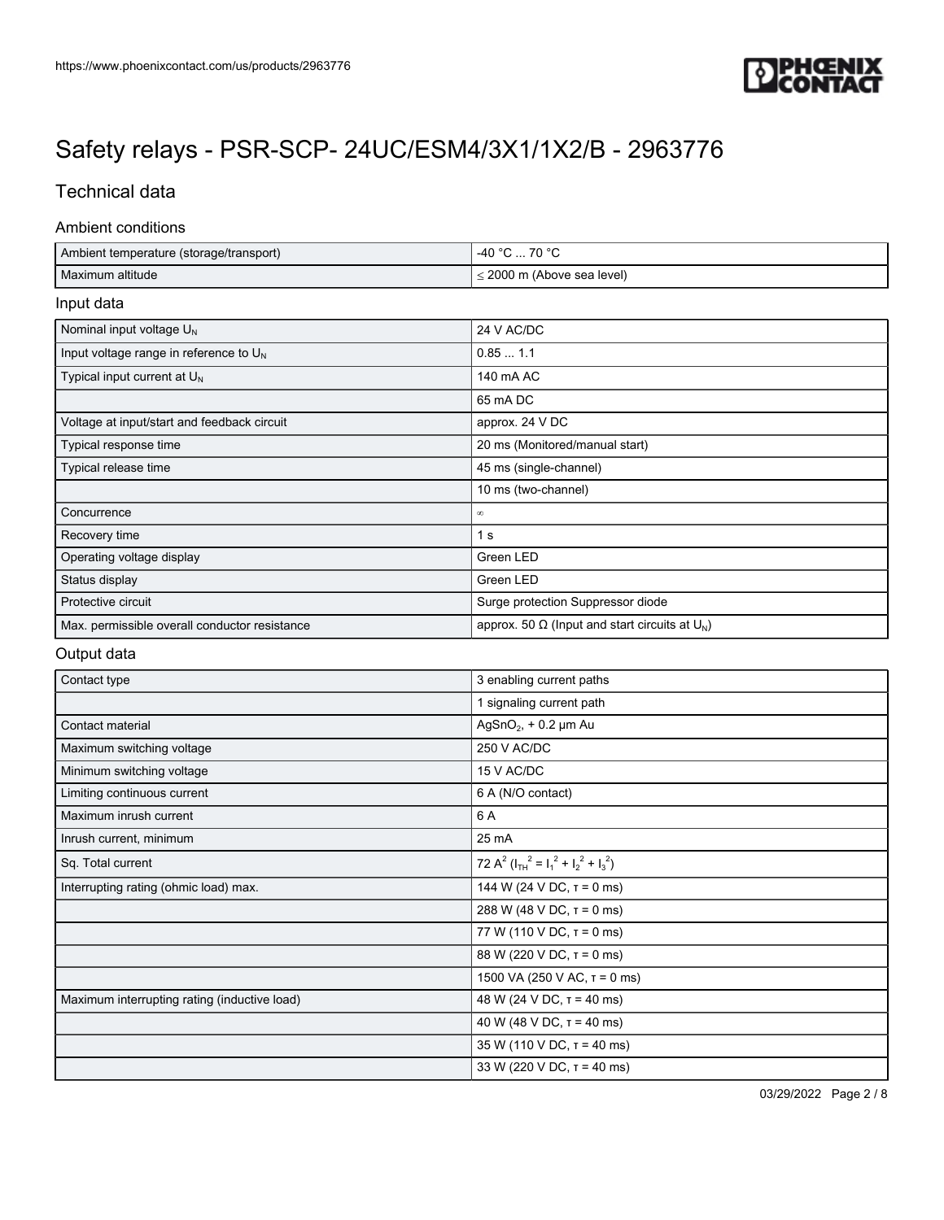# Safety relays - PSR-SCP- 24UC/ESM4/3X1/1X2/B - 2963776

## Technical data

### Ambient conditions

| | |
|---|---|
| Ambient temperature (storage/transport) | -40 °C ... 70 °C |
| Maximum altitude | ≤ 2000 m (Above sea level) |

### Input data

| | |
|---|---|
| Nominal input voltage $U_N$ | 24 V AC/DC |
| Input voltage range in reference to $U_N$ | 0.85 ... 1.1 |
| Typical input current at $U_N$ | 140 mA AC |
| | 65 mA DC |
| Voltage at input/start and feedback circuit | approx. 24 V DC |
| Typical response time | 20 ms (Monitored/manual start) |
| Typical release time | 45 ms (single-channel) |
| | 10 ms (two-channel) |
| Concurrence | ∞ |
| Recovery time | 1 s |
| Operating voltage display | Green LED |
| Status display | Green LED |
| Protective circuit | Surge protection Suppressor diode |
| Max. permissible overall conductor resistance | approx. 50 Ω (Input and start circuits at $U_N$) |

### Output data

| | |
|---|---|
| Contact type | 3 enabling current paths |
| | 1 signaling current path |
| Contact material | $AgSnO_2$, + 0.2 µm Au |
| Maximum switching voltage | 250 V AC/DC |
| Minimum switching voltage | 15 V AC/DC |
| Limiting continuous current | 6 A (N/O contact) |
| Maximum inrush current | 6 A |
| Inrush current, minimum | 25 mA |
| Sq. Total current | 72 $A^2$ ($I_{TH}^2 = I_1^2 + I_2^2 + I_3^2$) |
| Interrupting rating (ohmic load) max. | 144 W (24 V DC, τ = 0 ms) |
| | 288 W (48 V DC, τ = 0 ms) |
| | 77 W (110 V DC, τ = 0 ms) |
| | 88 W (220 V DC, τ = 0 ms) |
| | 1500 VA (250 V AC, τ = 0 ms) |
| Maximum interrupting rating (inductive load) | 48 W (24 V DC, τ = 40 ms) |
| | 40 W (48 V DC, τ = 40 ms) |
| | 35 W (110 V DC, τ = 40 ms) |
| | 33 W (220 V DC, τ = 40 ms) |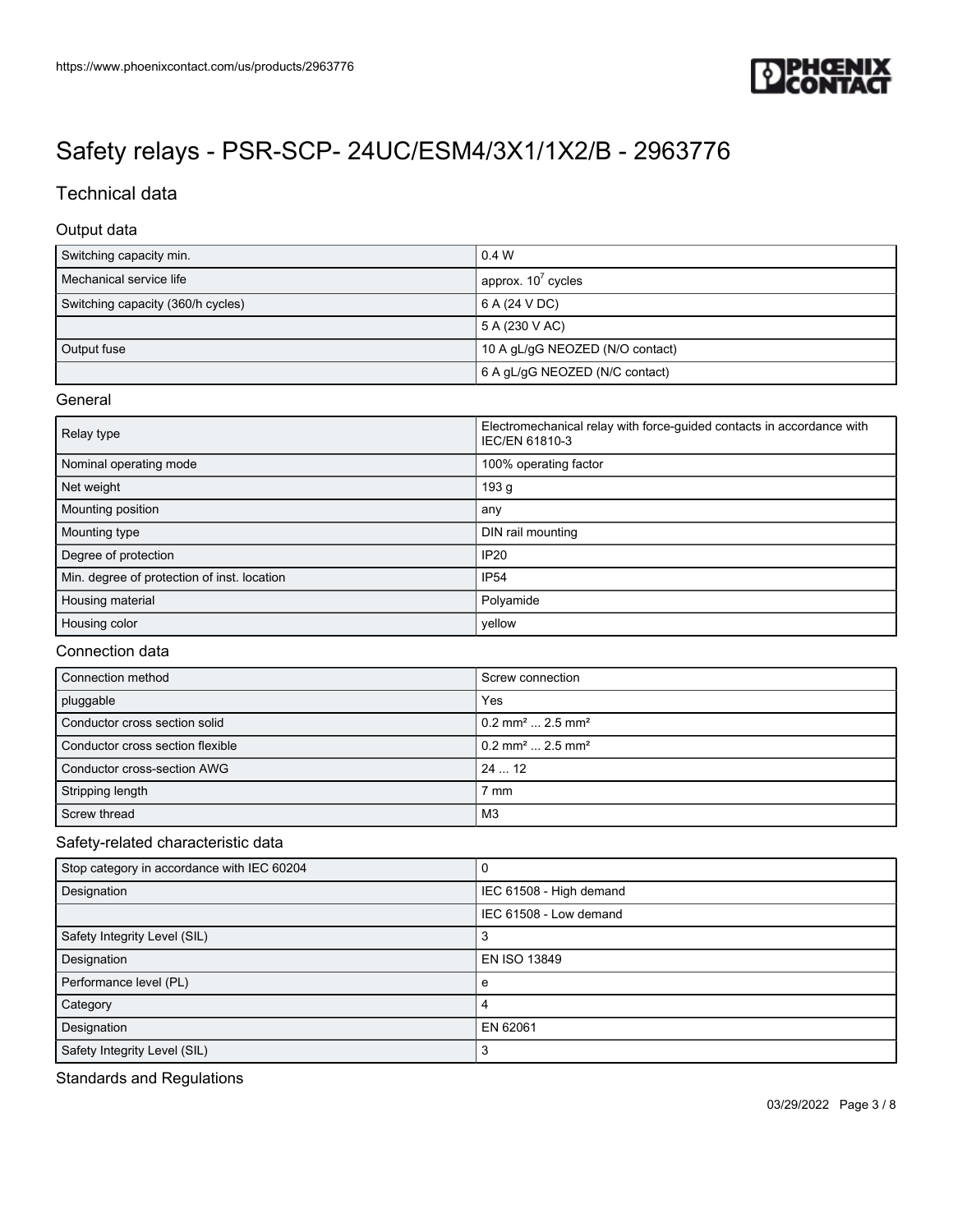# Safety relays - PSR-SCP- 24UC/ESM4/3X1/1X2/B - 2963776

## Technical data

### Output data

| | |
|---|---|
| Switching capacity min. | 0.4 W |
| Mechanical service life | approx. $10^7$ cycles |
| Switching capacity (360/h cycles) | 6 A (24 V DC) |
| | 5 A (230 V AC) |
| Output fuse | 10 A gL/gG NEOZED (N/O contact) |
| | 6 A gL/gG NEOZED (N/C contact) |

### General

| | |
|---|---|
| Relay type | Electromechanical relay with force-guided contacts in accordance with IEC/EN 61810-3 |
| Nominal operating mode | 100% operating factor |
| Net weight | 193 g |
| Mounting position | any |
| Mounting type | DIN rail mounting |
| Degree of protection | IP20 |
| Min. degree of protection of inst. location | IP54 |
| Housing material | Polyamide |
| Housing color | yellow |

### Connection data

| | |
|---|---|
| Connection method | Screw connection |
| pluggable | Yes |
| Conductor cross section solid | 0.2 mm² ... 2.5 mm² |
| Conductor cross section flexible | 0.2 mm² ... 2.5 mm² |
| Conductor cross-section AWG | 24 ... 12 |
| Stripping length | 7 mm |
| Screw thread | M3 |

### Safety-related characteristic data

| | |
|---|---|
| Stop category in accordance with IEC 60204 | 0 |
| Designation | IEC 61508 - High demand |
| | IEC 61508 - Low demand |
| Safety Integrity Level (SIL) | 3 |
| Designation | EN ISO 13849 |
| Performance level (PL) | e |
| Category | 4 |
| Designation | EN 62061 |
| Safety Integrity Level (SIL) | 3 |

### Standards and Regulations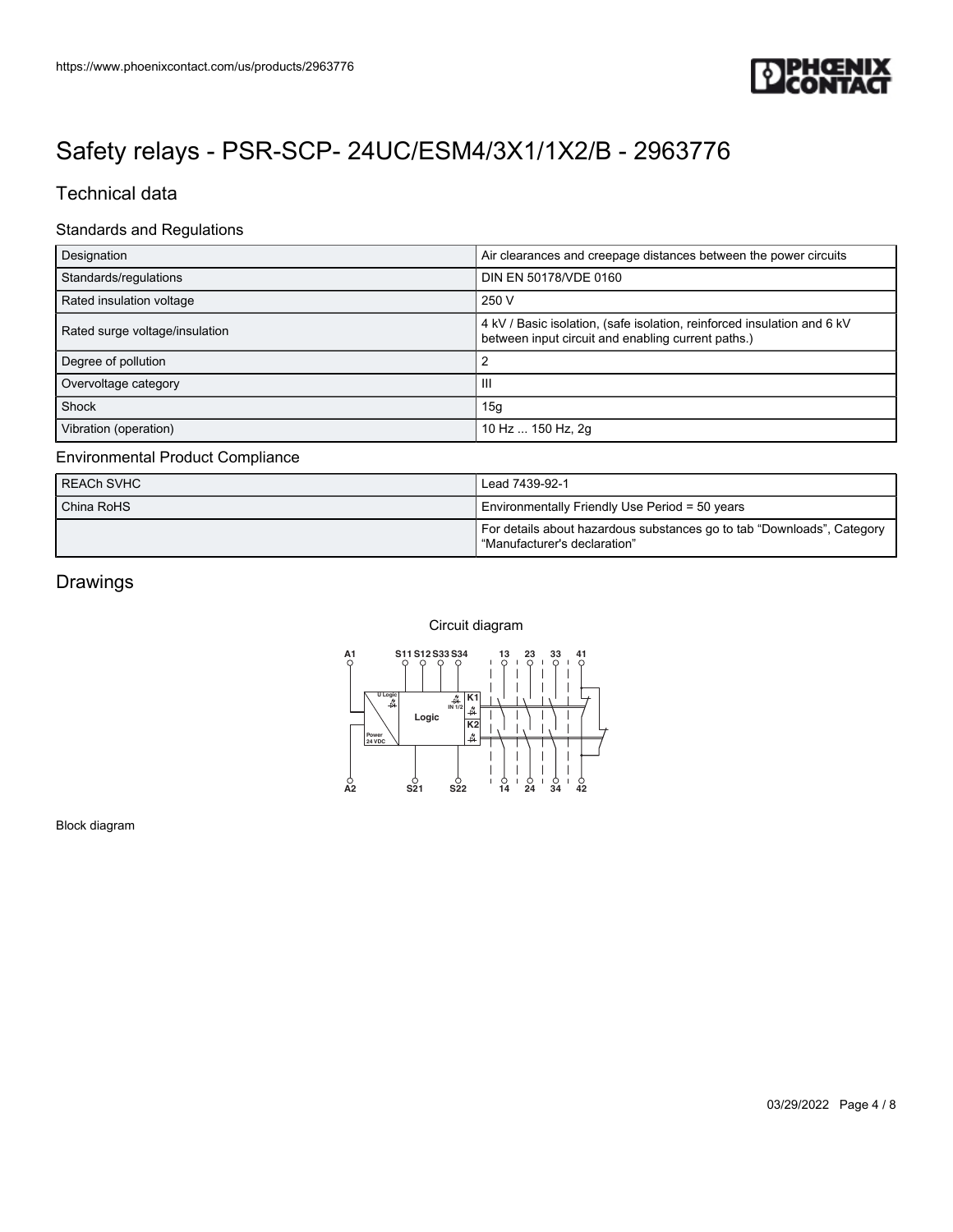# Safety relays - PSR-SCP- 24UC/ESM4/3X1/1X2/B - 2963776

## Technical data

### Standards and Regulations

| Designation | Air clearances and creepage distances between the power circuits |
|---|---|
| Standards/regulations | DIN EN 50178/VDE 0160 |
| Rated insulation voltage | 250 V |
| Rated surge voltage/insulation | 4 kV / Basic isolation, (safe isolation, reinforced insulation and 6 kV between input circuit and enabling current paths.) |
| Degree of pollution | 2 |
| Overvoltage category | III |
| Shock | 15g |
| Vibration (operation) | 10 Hz ... 150 Hz, 2g |

### Environmental Product Compliance

| REACh SVHC | Lead 7439-92-1 |
|---|---|
| China RoHS | Environmentally Friendly Use Period = 50 years |
| | For details about hazardous substances go to tab “Downloads”, Category “Manufacturer's declaration” |

## Drawings

Circuit diagram

Block diagram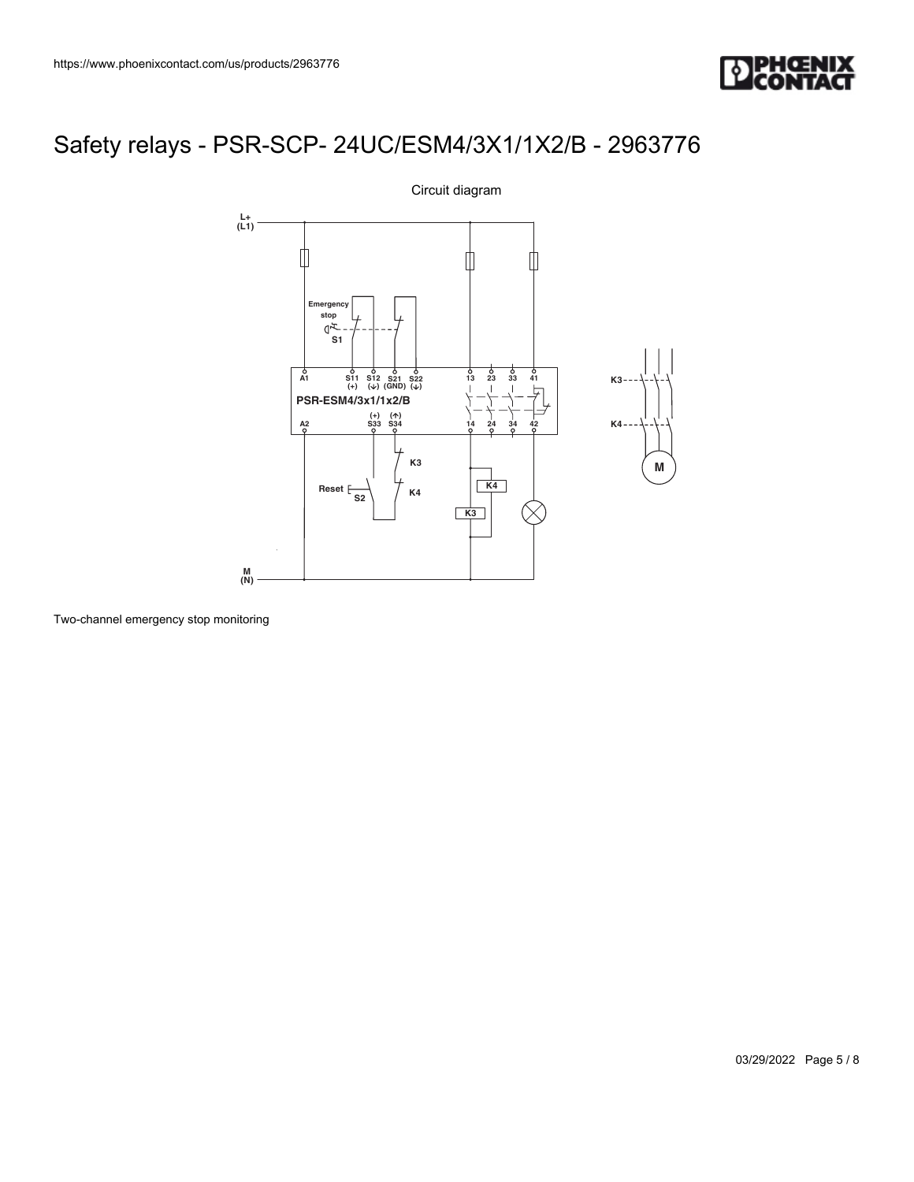# Safety relays - PSR-SCP- 24UC/ESM4/3X1/1X2/B - 2963776

Circuit diagram

Two-channel emergency stop monitoring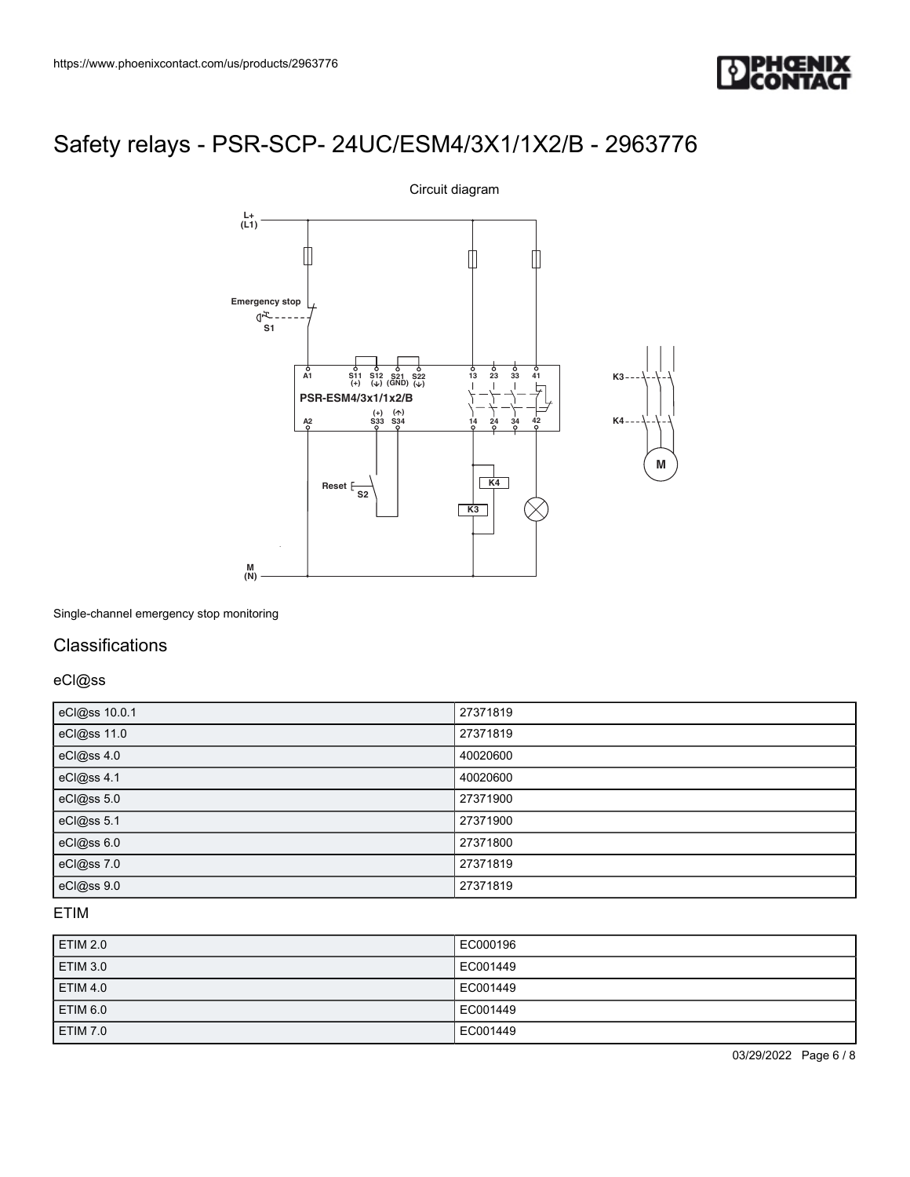# Safety relays - PSR-SCP- 24UC/ESM4/3X1/1X2/B - 2963776

Circuit diagram

Single-channel emergency stop monitoring

## Classifications

### eCl@ss

| eCl@ss 10.0.1 | 27371819 |
|---|---|
| eCl@ss 11.0 | 27371819 |
| eCl@ss 4.0 | 40020600 |
| eCl@ss 4.1 | 40020600 |
| eCl@ss 5.0 | 27371900 |
| eCl@ss 5.1 | 27371900 |
| eCl@ss 6.0 | 27371800 |
| eCl@ss 7.0 | 27371819 |
| eCl@ss 9.0 | 27371819 |

### ETIM

| ETIM 2.0 | EC000196 |
|---|---|
| ETIM 3.0 | EC001449 |
| ETIM 4.0 | EC001449 |
| ETIM 6.0 | EC001449 |
| ETIM 7.0 | EC001449 |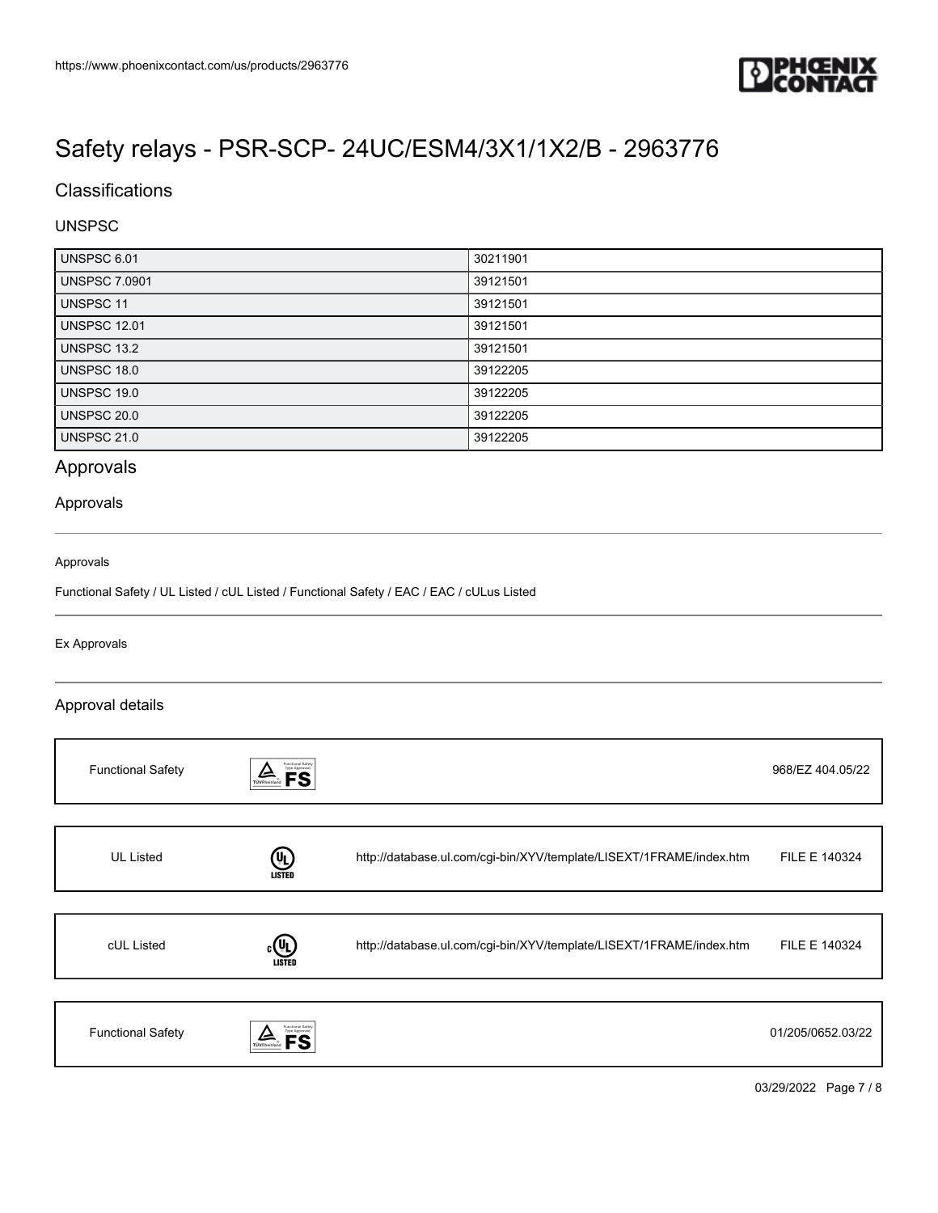# Safety relays - PSR-SCP- 24UC/ESM4/3X1/1X2/B - 2963776

## Classifications

### UNSPSC

| UNSPSC 6.01 | 30211901 |
|---|---|
| UNSPSC 7.0901 | 39121501 |
| UNSPSC 11 | 39121501 |
| UNSPSC 12.01 | 39121501 |
| UNSPSC 13.2 | 39121501 |
| UNSPSC 18.0 | 39122205 |
| UNSPSC 19.0 | 39122205 |
| UNSPSC 20.0 | 39122205 |
| UNSPSC 21.0 | 39122205 |

## Approvals

### Approvals

Approvals

Functional Safety / UL Listed / cUL Listed / Functional Safety / EAC / EAC / cULus Listed

Ex Approvals

### Approval details

| Functional Safety | | 968/EZ 404.05/22 |
|---|---|---|

| UL Listed | http://database.ul.com/cgi-bin/XYV/template/LISEXT/1FRAME/index.htm | FILE E 140324 |
|---|---|---|

| cUL Listed | http://database.ul.com/cgi-bin/XYV/template/LISEXT/1FRAME/index.htm | FILE E 140324 |
|---|---|---|

| Functional Safety | | 01/205/0652.03/22 |
|---|---|---|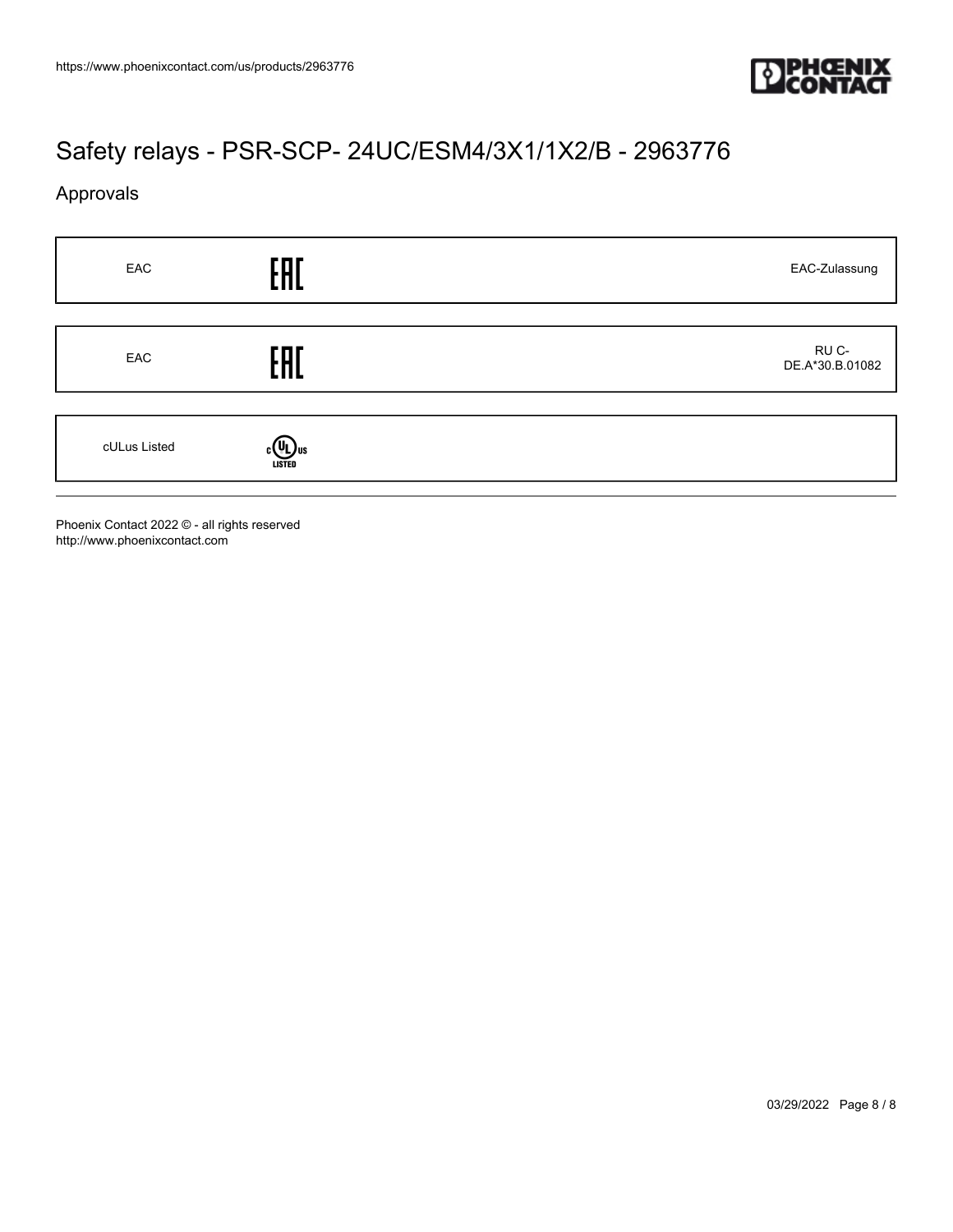# Safety relays - PSR-SCP- 24UC/ESM4/3X1/1X2/B - 2963776

## Approvals

| | | |
|---|---|---|
| EAC | EAC | EAC-Zulassung |

| | | |
|---|---|---|
| EAC | EAC | RU C-DE.A*30.B.01082 |

| | | |
|---|---|---|
| cULus Listed | c UL us LISTED | |

Phoenix Contact 2022 © - all rights reserved
http://www.phoenixcontact.com